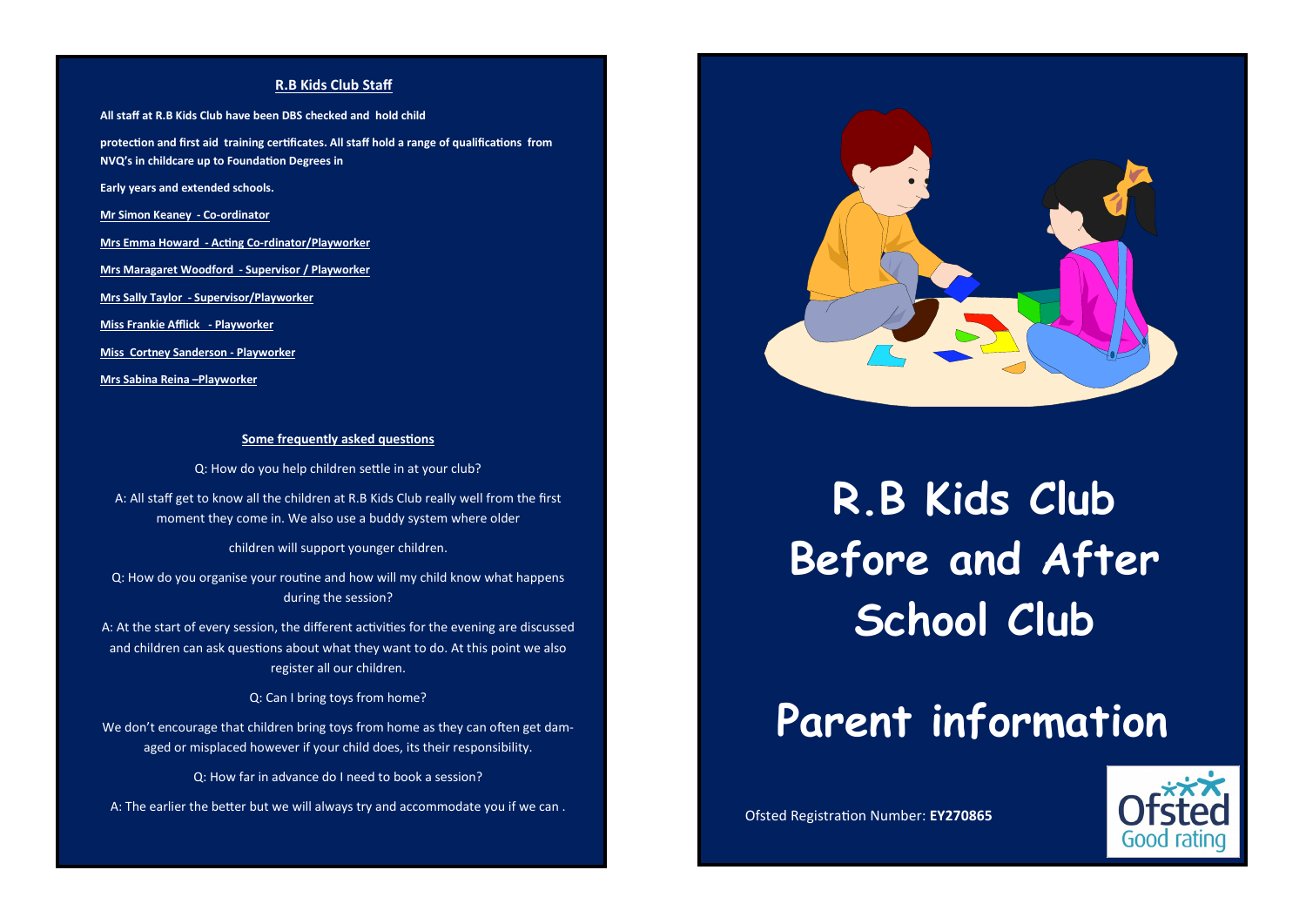## R.B Kids Club Staff

**All staff at R.B Kids Club have been DBS checked and hold child**

**protection and first aid training certificates. All staff hold a range of qualifications from NVQ's in childcare up to Foundation Degrees in**

**Early years and extended schools.**

**Mr Simon Keaney - Co-ordinator**

**Mrs Emma Howard - Acting Co-rdinator/Playworker**

**Mrs Maragaret Woodford - Supervisor / Playworker**

**Mrs Sally Taylor - Supervisor/Playworker**

**Miss Frankie Afflick - Playworker**

**Miss Cortney Sanderson - Playworker**

**Mrs Sabina Reina –Playworker**

### Some frequently asked questions

Q: How do you help children settle in at your club?

A: All staff get to know all the children at R.B Kids Club really well from the first moment they come in. We also use a buddy system where older

children will support younger children.

Q: How do you organise your routine and how will my child know what happens during the session?

A: At the start of every session, the different activities for the evening are discussed and children can ask questions about what they want to do. At this point we also register all our children.

Q: Can I bring toys from home?

We don't encourage that children bring toys from home as they can often get damaged or misplaced however if your child does, its their responsibility.

Q: How far in advance do I need to book a session?

A: The earlier the better but we will always try and accommodate you if we can .

# R.B Kids Club Before and After School Club

# Parent information

Ofsted Registration Number: **EY270865**

Ofsted Good rating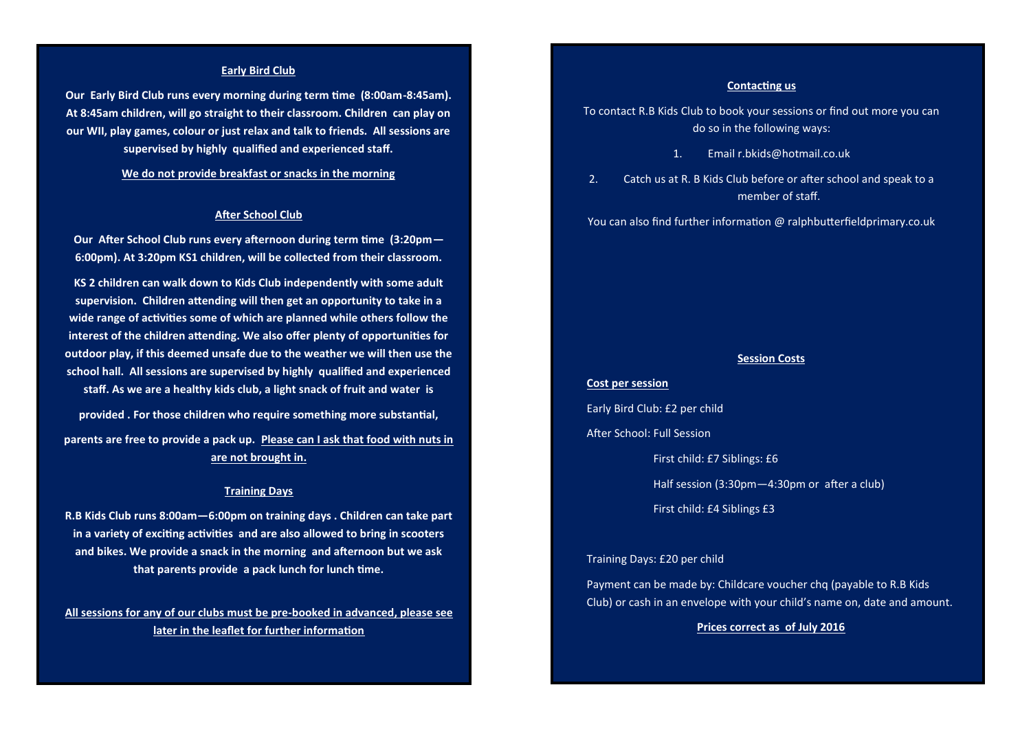## Early Bird Club

**Our Early Bird Club runs every morning during term time (8:00am-8:45am). At 8:45am children, will go straight to their classroom. Children can play on our WII, play games, colour or just relax and talk to friends. All sessions are supervised by highly qualified and experienced staff.**

**We do not provide breakfast or snacks in the morning**

## After School Club

**Our After School Club runs every afternoon during term time (3:20pm—6:00pm). At 3:20pm KS1 children, will be collected from their classroom.**

**KS 2 children can walk down to Kids Club independently with some adult supervision. Children attending will then get an opportunity to take in a wide range of activities some of which are planned while others follow the interest of the children attending. We also offer plenty of opportunities for outdoor play, if this deemed unsafe due to the weather we will then use the school hall. All sessions are supervised by highly qualified and experienced staff. As we are a healthy kids club, a light snack of fruit and water is**

**provided . For those children who require something more substantial,**

**parents are free to provide a pack up. Please can I ask that food with nuts in are not brought in.**

## Training Days

**R.B Kids Club runs 8:00am—6:00pm on training days . Children can take part in a variety of exciting activities and are also allowed to bring in scooters and bikes. We provide a snack in the morning and afternoon but we ask that parents provide a pack lunch for lunch time.**

**All sessions for any of our clubs must be pre-booked in advanced, please see later in the leaflet for further information**

## Contacting us

To contact R.B Kids Club to book your sessions or find out more you can do so in the following ways:

1. Email r.bkids@hotmail.co.uk
2. Catch us at R. B Kids Club before or after school and speak to a member of staff.

You can also find further information @ ralphbutterfieldprimary.co.uk

## Session Costs

**Cost per session**

Early Bird Club: £2 per child

After School: Full Session

First child: £7 Siblings: £6

Half session (3:30pm—4:30pm or after a club)

First child: £4 Siblings £3

Training Days: £20 per child

Payment can be made by: Childcare voucher chq (payable to R.B Kids Club) or cash in an envelope with your child's name on, date and amount.

**Prices correct as of July 2016**